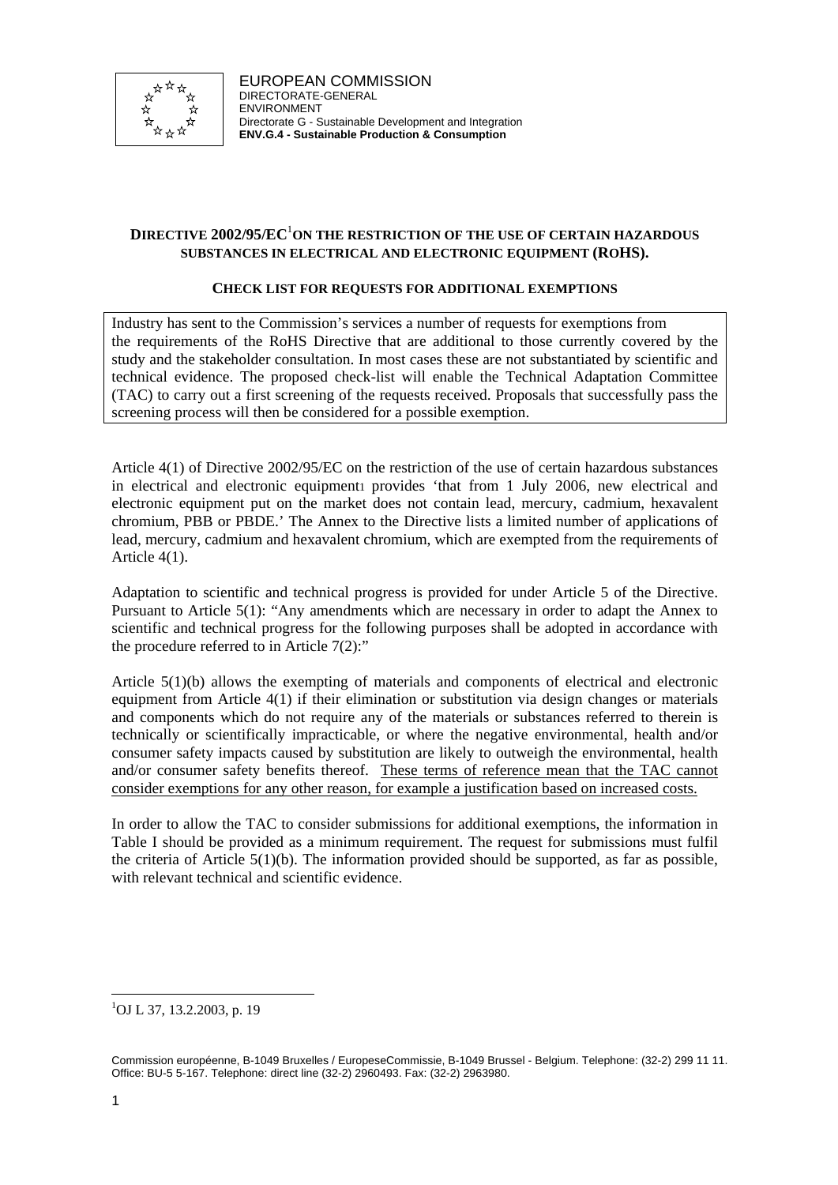EUROPEAN COMMISSION
DIRECTORATE-GENERAL
ENVIRONMENT
Directorate G - Sustainable Development and Integration
**ENV.G.4 - Sustainable Production & Consumption**

## DIRECTIVE 2002/95/EC[1] ON THE RESTRICTION OF THE USE OF CERTAIN HAZARDOUS SUBSTANCES IN ELECTRICAL AND ELECTRONIC EQUIPMENT (ROHS).

### CHECK LIST FOR REQUESTS FOR ADDITIONAL EXEMPTIONS

> Industry has sent to the Commission's services a number of requests for exemptions from the requirements of the RoHS Directive that are additional to those currently covered by the study and the stakeholder consultation. In most cases these are not substantiated by scientific and technical evidence. The proposed check-list will enable the Technical Adaptation Committee (TAC) to carry out a first screening of the requests received. Proposals that successfully pass the screening process will then be considered for a possible exemption.

Article 4(1) of Directive 2002/95/EC on the restriction of the use of certain hazardous substances in electrical and electronic equipment[1] provides 'that from 1 July 2006, new electrical and electronic equipment put on the market does not contain lead, mercury, cadmium, hexavalent chromium, PBB or PBDE.' The Annex to the Directive lists a limited number of applications of lead, mercury, cadmium and hexavalent chromium, which are exempted from the requirements of Article 4(1).

Adaptation to scientific and technical progress is provided for under Article 5 of the Directive. Pursuant to Article 5(1): "Any amendments which are necessary in order to adapt the Annex to scientific and technical progress for the following purposes shall be adopted in accordance with the procedure referred to in Article 7(2):"

Article 5(1)(b) allows the exempting of materials and components of electrical and electronic equipment from Article 4(1) if their elimination or substitution via design changes or materials and components which do not require any of the materials or substances referred to therein is technically or scientifically impracticable, or where the negative environmental, health and/or consumer safety impacts caused by substitution are likely to outweigh the environmental, health and/or consumer safety benefits thereof. <u>These terms of reference mean that the TAC cannot consider exemptions for any other reason, for example a justification based on increased costs.</u>

In order to allow the TAC to consider submissions for additional exemptions, the information in Table I should be provided as a minimum requirement. The request for submissions must fulfil the criteria of Article 5(1)(b). The information provided should be supported, as far as possible, with relevant technical and scientific evidence.

---

[1] OJ L 37, 13.2.2003, p. 19

Commission européenne, B-1049 Bruxelles / EuropeseCommissie, B-1049 Brussel - Belgium. Telephone: (32-2) 299 11 11. Office: BU-5 5-167. Telephone: direct line (32-2) 2960493. Fax: (32-2) 2963980.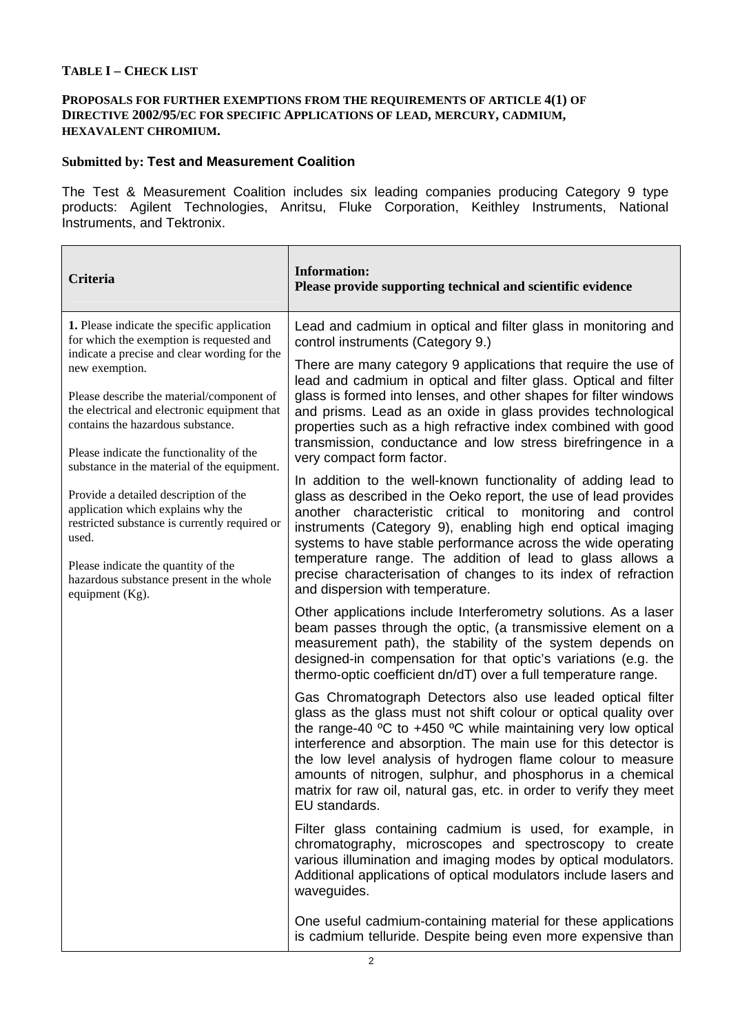**TABLE I – CHECK LIST**

**PROPOSALS FOR FURTHER EXEMPTIONS FROM THE REQUIREMENTS OF ARTICLE 4(1) OF DIRECTIVE 2002/95/EC FOR SPECIFIC APPLICATIONS OF LEAD, MERCURY, CADMIUM, HEXAVALENT CHROMIUM.**

**Submitted by: Test and Measurement Coalition**

The Test & Measurement Coalition includes six leading companies producing Category 9 type products: Agilent Technologies, Anritsu, Fluke Corporation, Keithley Instruments, National Instruments, and Tektronix.

| Criteria | Information:<br>Please provide supporting technical and scientific evidence |
|---|---|
| **1.** Please indicate the specific application for which the exemption is requested and indicate a precise and clear wording for the new exemption.<br><br>Please describe the material/component of the electrical and electronic equipment that contains the hazardous substance.<br><br>Please indicate the functionality of the substance in the material of the equipment.<br><br>Provide a detailed description of the application which explains why the restricted substance is currently required or used.<br><br>Please indicate the quantity of the hazardous substance present in the whole equipment (Kg). | Lead and cadmium in optical and filter glass in monitoring and control instruments (Category 9.)<br><br>There are many category 9 applications that require the use of lead and cadmium in optical and filter glass. Optical and filter glass is formed into lenses, and other shapes for filter windows and prisms. Lead as an oxide in glass provides technological properties such as a high refractive index combined with good transmission, conductance and low stress birefringence in a very compact form factor.<br><br>In addition to the well-known functionality of adding lead to glass as described in the Oeko report, the use of lead provides another characteristic critical to monitoring and control instruments (Category 9), enabling high end optical imaging systems to have stable performance across the wide operating temperature range. The addition of lead to glass allows a precise characterisation of changes to its index of refraction and dispersion with temperature.<br><br>Other applications include Interferometry solutions. As a laser beam passes through the optic, (a transmissive element on a measurement path), the stability of the system depends on designed-in compensation for that optic's variations (e.g. the thermo-optic coefficient dn/dT) over a full temperature range.<br><br>Gas Chromatograph Detectors also use leaded optical filter glass as the glass must not shift colour or optical quality over the range-40 ºC to +450 ºC while maintaining very low optical interference and absorption. The main use for this detector is the low level analysis of hydrogen flame colour to measure amounts of nitrogen, sulphur, and phosphorus in a chemical matrix for raw oil, natural gas, etc. in order to verify they meet EU standards.<br><br>Filter glass containing cadmium is used, for example, in chromatography, microscopes and spectroscopy to create various illumination and imaging modes by optical modulators. Additional applications of optical modulators include lasers and waveguides.<br><br>One useful cadmium-containing material for these applications is cadmium telluride. Despite being even more expensive than |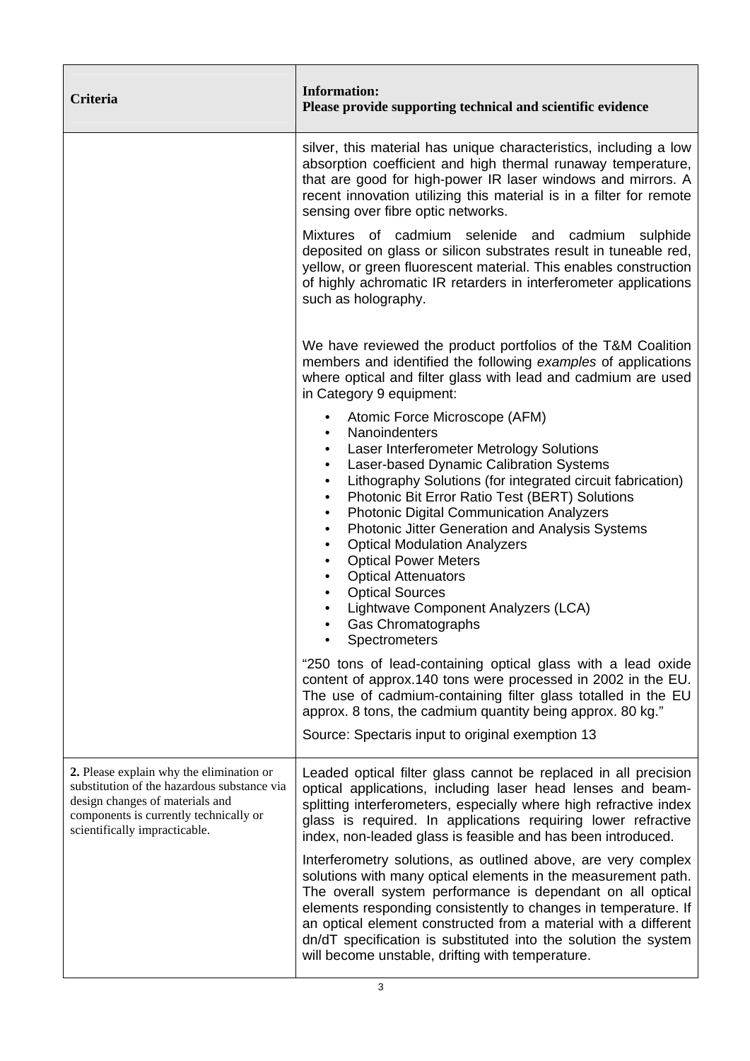| Criteria | Information: Please provide supporting technical and scientific evidence |
|---|---|
| | silver, this material has unique characteristics, including a low absorption coefficient and high thermal runaway temperature, that are good for high-power IR laser windows and mirrors. A recent innovation utilizing this material is in a filter for remote sensing over fibre optic networks.<br><br>Mixtures of cadmium selenide and cadmium sulphide deposited on glass or silicon substrates result in tuneable red, yellow, or green fluorescent material. This enables construction of highly achromatic IR retarders in interferometer applications such as holography.<br><br>We have reviewed the product portfolios of the T&M Coalition members and identified the following *examples* of applications where optical and filter glass with lead and cadmium are used in Category 9 equipment:<br><br>• Atomic Force Microscope (AFM)<br>• Nanoindenters<br>• Laser Interferometer Metrology Solutions<br>• Laser-based Dynamic Calibration Systems<br>• Lithography Solutions (for integrated circuit fabrication)<br>• Photonic Bit Error Ratio Test (BERT) Solutions<br>• Photonic Digital Communication Analyzers<br>• Photonic Jitter Generation and Analysis Systems<br>• Optical Modulation Analyzers<br>• Optical Power Meters<br>• Optical Attenuators<br>• Optical Sources<br>• Lightwave Component Analyzers (LCA)<br>• Gas Chromatographs<br>• Spectrometers<br><br>"250 tons of lead-containing optical glass with a lead oxide content of approx.140 tons were processed in 2002 in the EU. The use of cadmium-containing filter glass totalled in the EU approx. 8 tons, the cadmium quantity being approx. 80 kg."<br><br>Source: Spectaris input to original exemption 13 |
| **2.** Please explain why the elimination or substitution of the hazardous substance via design changes of materials and components is currently technically or scientifically impracticable. | Leaded optical filter glass cannot be replaced in all precision optical applications, including laser head lenses and beam-splitting interferometers, especially where high refractive index glass is required. In applications requiring lower refractive index, non-leaded glass is feasible and has been introduced.<br><br>Interferometry solutions, as outlined above, are very complex solutions with many optical elements in the measurement path. The overall system performance is dependant on all optical elements responding consistently to changes in temperature. If an optical element constructed from a material with a different dn/dT specification is substituted into the solution the system will become unstable, drifting with temperature. |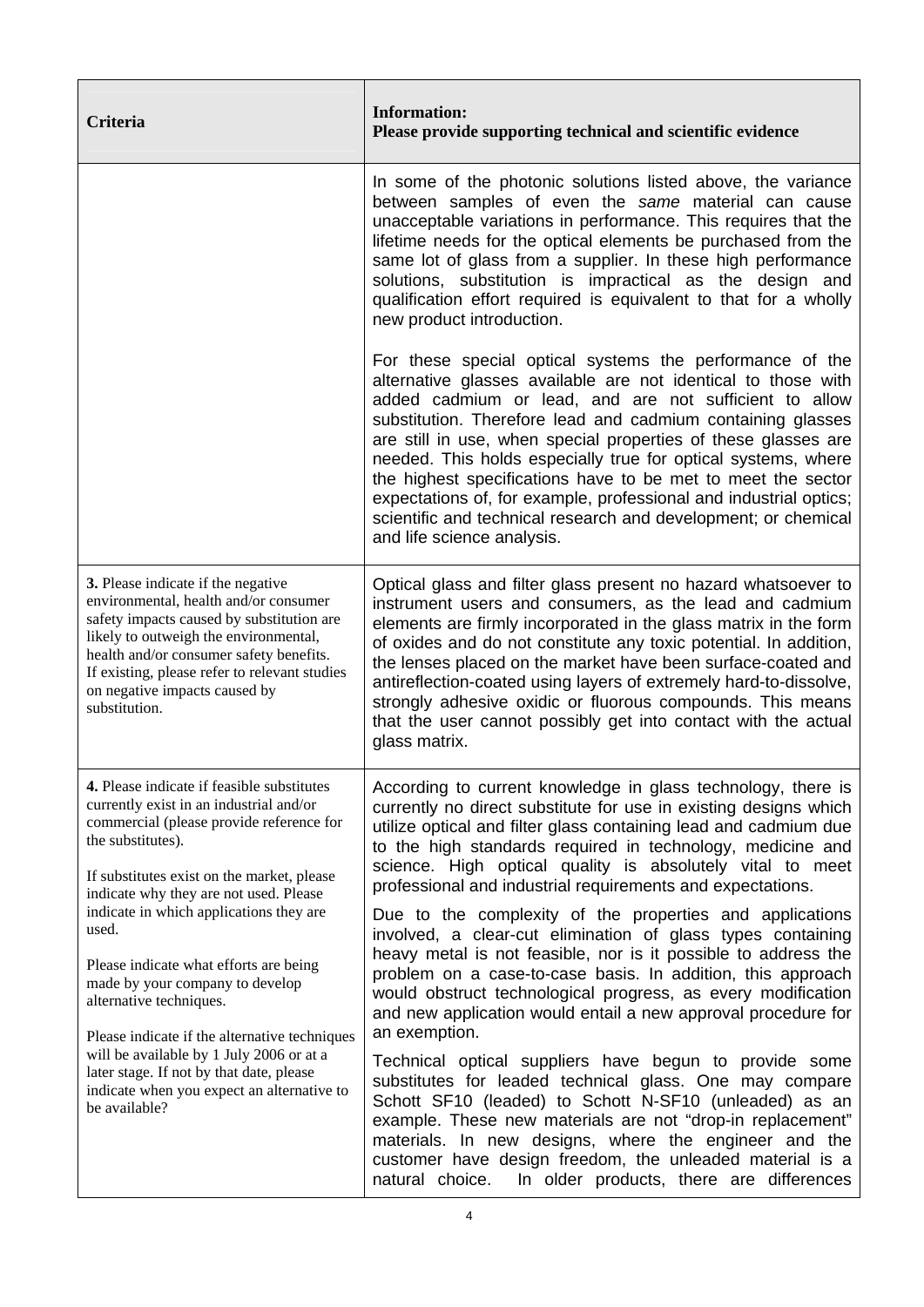| Criteria | Information:<br>Please provide supporting technical and scientific evidence |
|---|---|
| | In some of the photonic solutions listed above, the variance between samples of even the *same* material can cause unacceptable variations in performance. This requires that the lifetime needs for the optical elements be purchased from the same lot of glass from a supplier. In these high performance solutions, substitution is impractical as the design and qualification effort required is equivalent to that for a wholly new product introduction.<br><br>For these special optical systems the performance of the alternative glasses available are not identical to those with added cadmium or lead, and are not sufficient to allow substitution. Therefore lead and cadmium containing glasses are still in use, when special properties of these glasses are needed. This holds especially true for optical systems, where the highest specifications have to be met to meet the sector expectations of, for example, professional and industrial optics; scientific and technical research and development; or chemical and life science analysis. |
| **3.** Please indicate if the negative environmental, health and/or consumer safety impacts caused by substitution are likely to outweigh the environmental, health and/or consumer safety benefits. If existing, please refer to relevant studies on negative impacts caused by substitution. | Optical glass and filter glass present no hazard whatsoever to instrument users and consumers, as the lead and cadmium elements are firmly incorporated in the glass matrix in the form of oxides and do not constitute any toxic potential. In addition, the lenses placed on the market have been surface-coated and antireflection-coated using layers of extremely hard-to-dissolve, strongly adhesive oxidic or fluorous compounds. This means that the user cannot possibly get into contact with the actual glass matrix. |
| **4.** Please indicate if feasible substitutes currently exist in an industrial and/or commercial (please provide reference for the substitutes).<br><br>If substitutes exist on the market, please indicate why they are not used. Please indicate in which applications they are used.<br><br>Please indicate what efforts are being made by your company to develop alternative techniques.<br><br>Please indicate if the alternative techniques will be available by 1 July 2006 or at a later stage. If not by that date, please indicate when you expect an alternative to be available? | According to current knowledge in glass technology, there is currently no direct substitute for use in existing designs which utilize optical and filter glass containing lead and cadmium due to the high standards required in technology, medicine and science. High optical quality is absolutely vital to meet professional and industrial requirements and expectations.<br><br>Due to the complexity of the properties and applications involved, a clear-cut elimination of glass types containing heavy metal is not feasible, nor is it possible to address the problem on a case-to-case basis. In addition, this approach would obstruct technological progress, as every modification and new application would entail a new approval procedure for an exemption.<br><br>Technical optical suppliers have begun to provide some substitutes for leaded technical glass. One may compare Schott SF10 (leaded) to Schott N-SF10 (unleaded) as an example. These new materials are not "drop-in replacement" materials. In new designs, where the engineer and the customer have design freedom, the unleaded material is a natural choice. In older products, there are differences |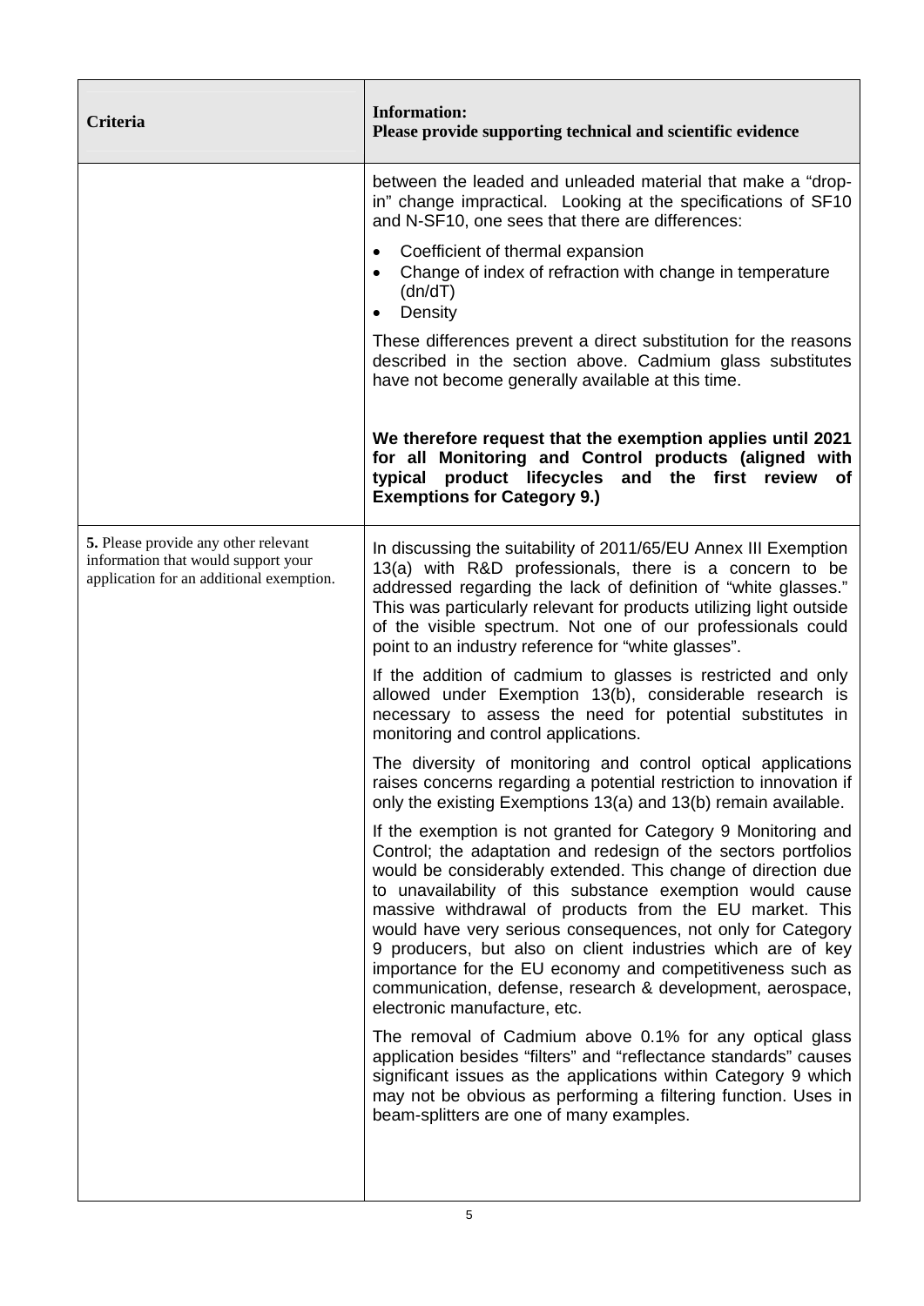| Criteria | Information: Please provide supporting technical and scientific evidence |
|---|---|
| | between the leaded and unleaded material that make a "drop-in" change impractical. Looking at the specifications of SF10 and N-SF10, one sees that there are differences:<br><br>• Coefficient of thermal expansion<br>• Change of index of refraction with change in temperature (dn/dT)<br>• Density<br><br>These differences prevent a direct substitution for the reasons described in the section above. Cadmium glass substitutes have not become generally available at this time.<br><br>**We therefore request that the exemption applies until 2021 for all Monitoring and Control products (aligned with typical product lifecycles and the first review of Exemptions for Category 9.)** |
| **5.** Please provide any other relevant information that would support your application for an additional exemption. | In discussing the suitability of 2011/65/EU Annex III Exemption 13(a) with R&D professionals, there is a concern to be addressed regarding the lack of definition of "white glasses." This was particularly relevant for products utilizing light outside of the visible spectrum. Not one of our professionals could point to an industry reference for "white glasses".<br><br>If the addition of cadmium to glasses is restricted and only allowed under Exemption 13(b), considerable research is necessary to assess the need for potential substitutes in monitoring and control applications.<br><br>The diversity of monitoring and control optical applications raises concerns regarding a potential restriction to innovation if only the existing Exemptions 13(a) and 13(b) remain available.<br><br>If the exemption is not granted for Category 9 Monitoring and Control; the adaptation and redesign of the sectors portfolios would be considerably extended. This change of direction due to unavailability of this substance exemption would cause massive withdrawal of products from the EU market. This would have very serious consequences, not only for Category 9 producers, but also on client industries which are of key importance for the EU economy and competitiveness such as communication, defense, research & development, aerospace, electronic manufacture, etc.<br><br>The removal of Cadmium above 0.1% for any optical glass application besides "filters" and "reflectance standards" causes significant issues as the applications within Category 9 which may not be obvious as performing a filtering function. Uses in beam-splitters are one of many examples. |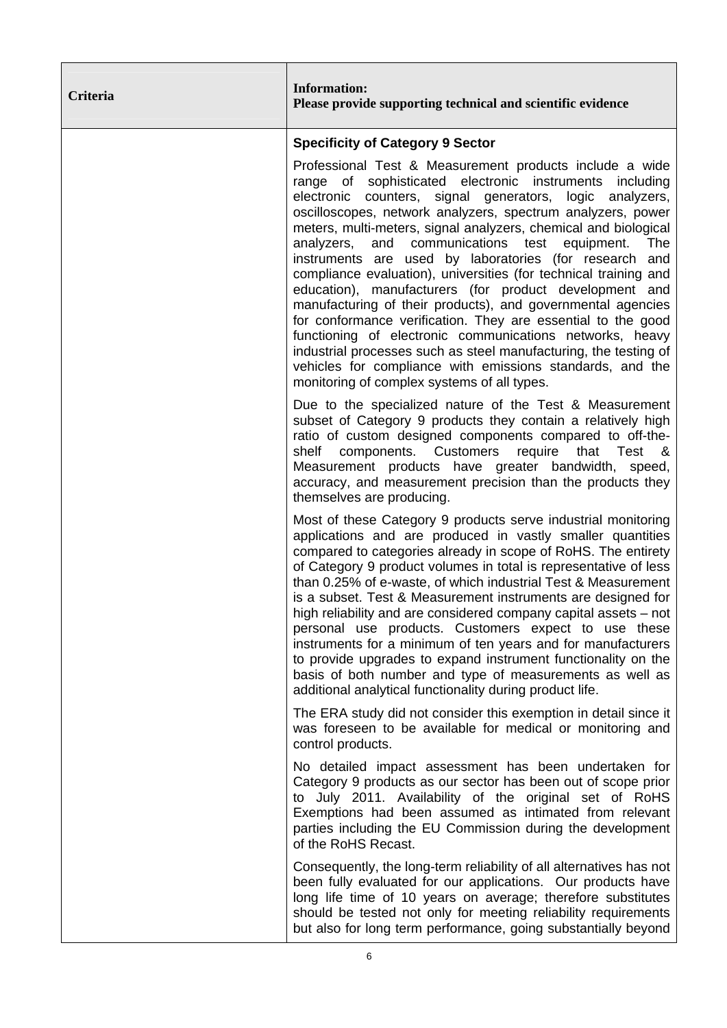| Criteria | Information:<br>Please provide supporting technical and scientific evidence |
|---|---|
| | **Specificity of Category 9 Sector**<br><br>Professional Test & Measurement products include a wide range of sophisticated electronic instruments including electronic counters, signal generators, logic analyzers, oscilloscopes, network analyzers, spectrum analyzers, power meters, multi-meters, signal analyzers, chemical and biological analyzers, and communications test equipment. The instruments are used by laboratories (for research and compliance evaluation), universities (for technical training and education), manufacturers (for product development and manufacturing of their products), and governmental agencies for conformance verification. They are essential to the good functioning of electronic communications networks, heavy industrial processes such as steel manufacturing, the testing of vehicles for compliance with emissions standards, and the monitoring of complex systems of all types.<br><br>Due to the specialized nature of the Test & Measurement subset of Category 9 products they contain a relatively high ratio of custom designed components compared to off-the-shelf components. Customers require that Test & Measurement products have greater bandwidth, speed, accuracy, and measurement precision than the products they themselves are producing.<br><br>Most of these Category 9 products serve industrial monitoring applications and are produced in vastly smaller quantities compared to categories already in scope of RoHS. The entirety of Category 9 product volumes in total is representative of less than 0.25% of e-waste, of which industrial Test & Measurement is a subset. Test & Measurement instruments are designed for high reliability and are considered company capital assets – not personal use products. Customers expect to use these instruments for a minimum of ten years and for manufacturers to provide upgrades to expand instrument functionality on the basis of both number and type of measurements as well as additional analytical functionality during product life.<br><br>The ERA study did not consider this exemption in detail since it was foreseen to be available for medical or monitoring and control products.<br><br>No detailed impact assessment has been undertaken for Category 9 products as our sector has been out of scope prior to July 2011. Availability of the original set of RoHS Exemptions had been assumed as intimated from relevant parties including the EU Commission during the development of the RoHS Recast.<br><br>Consequently, the long-term reliability of all alternatives has not been fully evaluated for our applications. Our products have long life time of 10 years on average; therefore substitutes should be tested not only for meeting reliability requirements but also for long term performance, going substantially beyond |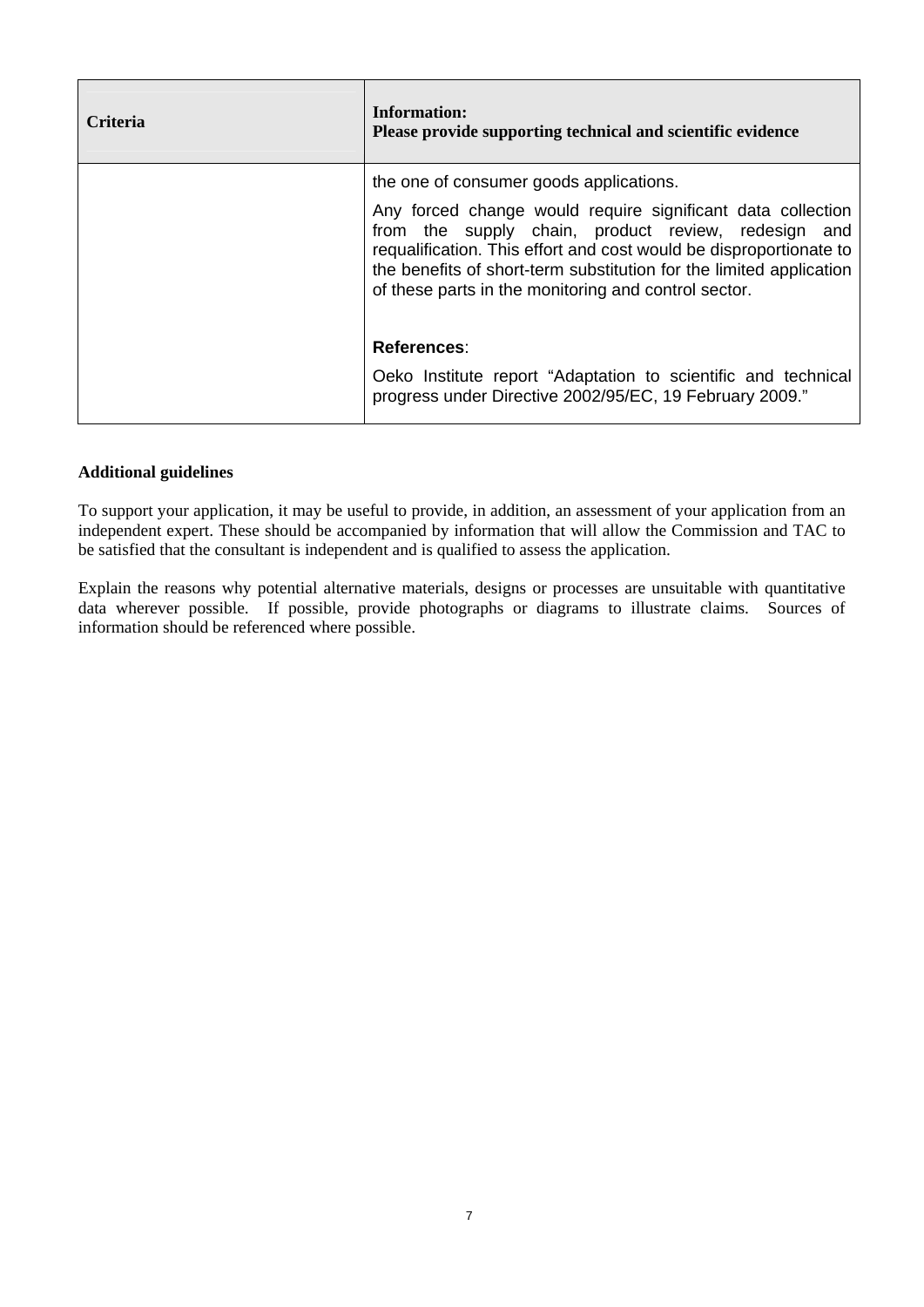| Criteria | Information:<br>Please provide supporting technical and scientific evidence |
|---|---|
| | the one of consumer goods applications.<br><br>Any forced change would require significant data collection from the supply chain, product review, redesign and requalification. This effort and cost would be disproportionate to the benefits of short-term substitution for the limited application of these parts in the monitoring and control sector.<br><br>**References**:<br><br>Oeko Institute report "Adaptation to scientific and technical progress under Directive 2002/95/EC, 19 February 2009." |

**Additional guidelines**

To support your application, it may be useful to provide, in addition, an assessment of your application from an independent expert. These should be accompanied by information that will allow the Commission and TAC to be satisfied that the consultant is independent and is qualified to assess the application.

Explain the reasons why potential alternative materials, designs or processes are unsuitable with quantitative data wherever possible. If possible, provide photographs or diagrams to illustrate claims. Sources of information should be referenced where possible.